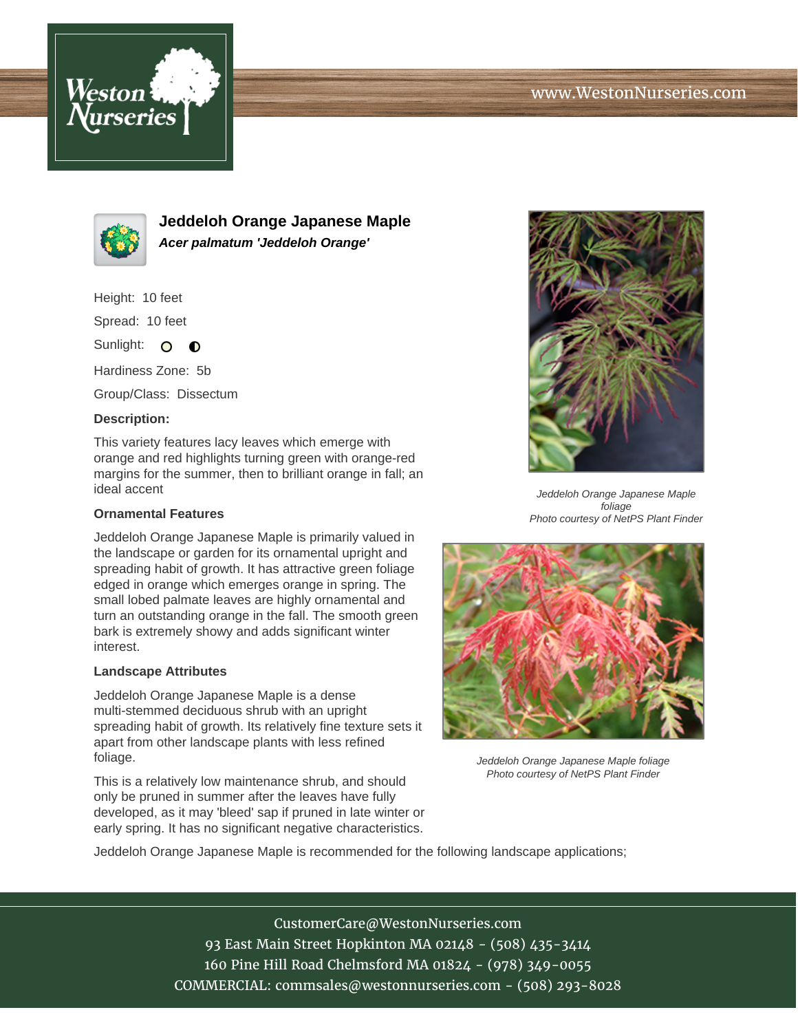## Jeddeloh Orange Japanese Maple

***Acer palmatum 'Jeddeloh Orange'***

Height: 10 feet

Spread: 10 feet

Sunlight:

Hardiness Zone: 5b

Group/Class: Dissectum

**Description:**

This variety features lacy leaves which emerge with orange and red highlights turning green with orange-red margins for the summer, then to brilliant orange in fall; an ideal accent

**Ornamental Features**

Jeddeloh Orange Japanese Maple is primarily valued in the landscape or garden for its ornamental upright and spreading habit of growth. It has attractive green foliage edged in orange which emerges orange in spring. The small lobed palmate leaves are highly ornamental and turn an outstanding orange in the fall. The smooth green bark is extremely showy and adds significant winter interest.

**Landscape Attributes**

Jeddeloh Orange Japanese Maple is a dense multi-stemmed deciduous shrub with an upright spreading habit of growth. Its relatively fine texture sets it apart from other landscape plants with less refined foliage.

This is a relatively low maintenance shrub, and should only be pruned in summer after the leaves have fully developed, as it may 'bleed' sap if pruned in late winter or early spring. It has no significant negative characteristics.

Jeddeloh Orange Japanese Maple is recommended for the following landscape applications;

*Jeddeloh Orange Japanese Maple foliage*
*Photo courtesy of NetPS Plant Finder*

*Jeddeloh Orange Japanese Maple foliage*
*Photo courtesy of NetPS Plant Finder*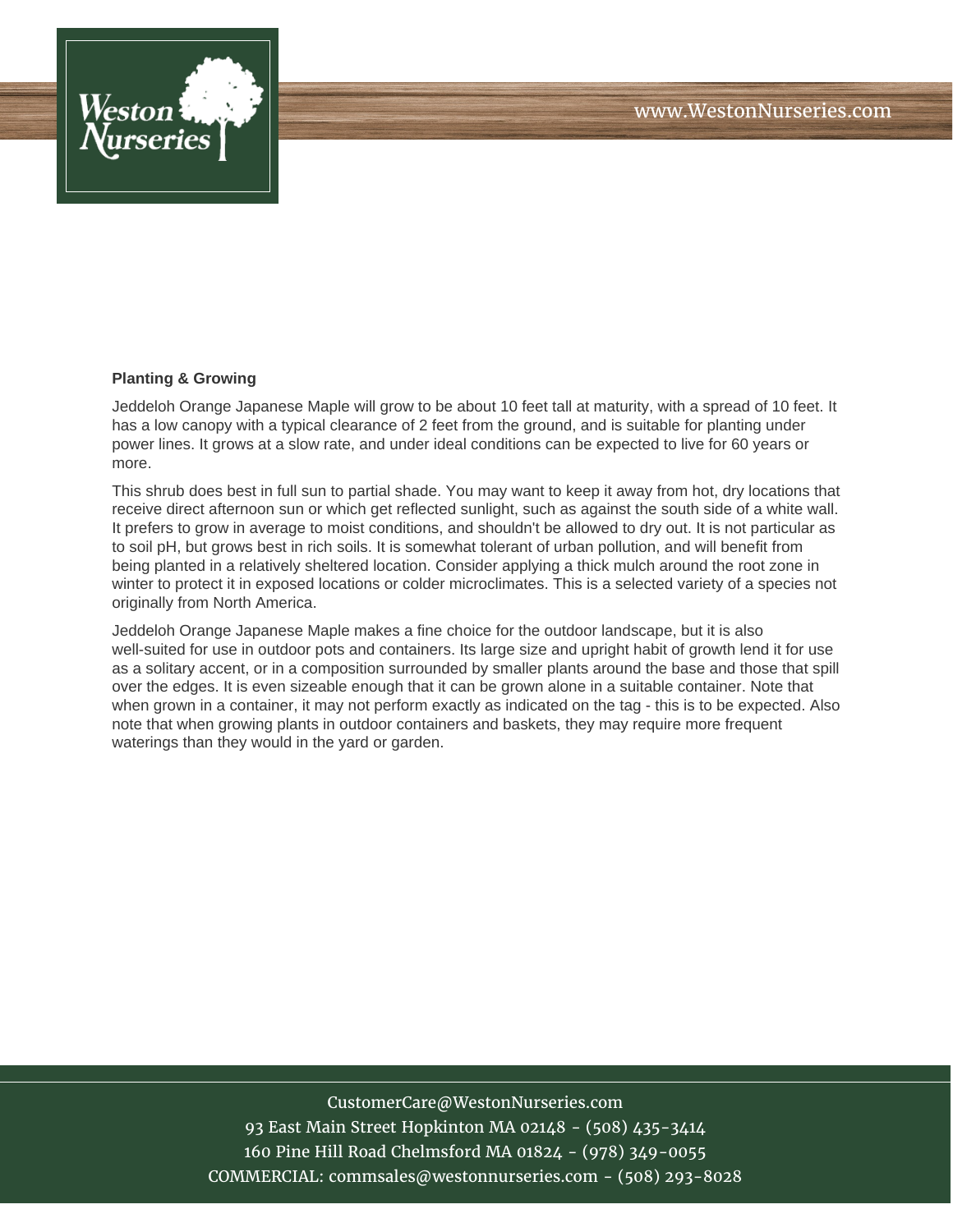**Planting & Growing**

Jeddeloh Orange Japanese Maple will grow to be about 10 feet tall at maturity, with a spread of 10 feet. It has a low canopy with a typical clearance of 2 feet from the ground, and is suitable for planting under power lines. It grows at a slow rate, and under ideal conditions can be expected to live for 60 years or more.

This shrub does best in full sun to partial shade. You may want to keep it away from hot, dry locations that receive direct afternoon sun or which get reflected sunlight, such as against the south side of a white wall. It prefers to grow in average to moist conditions, and shouldn't be allowed to dry out. It is not particular as to soil pH, but grows best in rich soils. It is somewhat tolerant of urban pollution, and will benefit from being planted in a relatively sheltered location. Consider applying a thick mulch around the root zone in winter to protect it in exposed locations or colder microclimates. This is a selected variety of a species not originally from North America.

Jeddeloh Orange Japanese Maple makes a fine choice for the outdoor landscape, but it is also well-suited for use in outdoor pots and containers. Its large size and upright habit of growth lend it for use as a solitary accent, or in a composition surrounded by smaller plants around the base and those that spill over the edges. It is even sizeable enough that it can be grown alone in a suitable container. Note that when grown in a container, it may not perform exactly as indicated on the tag - this is to be expected. Also note that when growing plants in outdoor containers and baskets, they may require more frequent waterings than they would in the yard or garden.